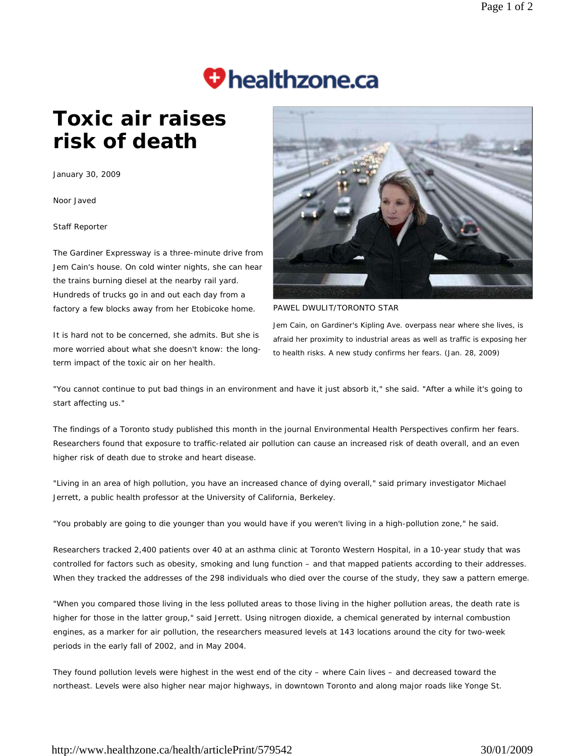# Toxic air raises risk of death

January 30, 2009

Noor Javed

Staff Reporter

PAWEL DWULIT/TORONTO STAR

Jem Cain, on Gardiner's Kipling Ave. overpass near where she lives, is afraid her proximity to industrial areas as well as traffic is exposing her to health risks. A new study confirms her fears. (Jan. 28, 2009)

The Gardiner Expressway is a three-minute drive from Jem Cain's house. On cold winter nights, she can hear the trains burning diesel at the nearby rail yard. Hundreds of trucks go in and out each day from a factory a few blocks away from her Etobicoke home.

It is hard not to be concerned, she admits. But she is more worried about what she doesn't know: the long-term impact of the toxic air on her health.

"You cannot continue to put bad things in an environment and have it just absorb it," she said. "After a while it's going to start affecting us."

The findings of a Toronto study published this month in the journal Environmental Health Perspectives confirm her fears. Researchers found that exposure to traffic-related air pollution can cause an increased risk of death overall, and an even higher risk of death due to stroke and heart disease.

"Living in an area of high pollution, you have an increased chance of dying overall," said primary investigator Michael Jerrett, a public health professor at the University of California, Berkeley.

"You probably are going to die younger than you would have if you weren't living in a high-pollution zone," he said.

Researchers tracked 2,400 patients over 40 at an asthma clinic at Toronto Western Hospital, in a 10-year study that was controlled for factors such as obesity, smoking and lung function – and that mapped patients according to their addresses. When they tracked the addresses of the 298 individuals who died over the course of the study, they saw a pattern emerge.

"When you compared those living in the less polluted areas to those living in the higher pollution areas, the death rate is higher for those in the latter group," said Jerrett. Using nitrogen dioxide, a chemical generated by internal combustion engines, as a marker for air pollution, the researchers measured levels at 143 locations around the city for two-week periods in the early fall of 2002, and in May 2004.

They found pollution levels were highest in the west end of the city – where Cain lives – and decreased toward the northeast. Levels were also higher near major highways, in downtown Toronto and along major roads like Yonge St.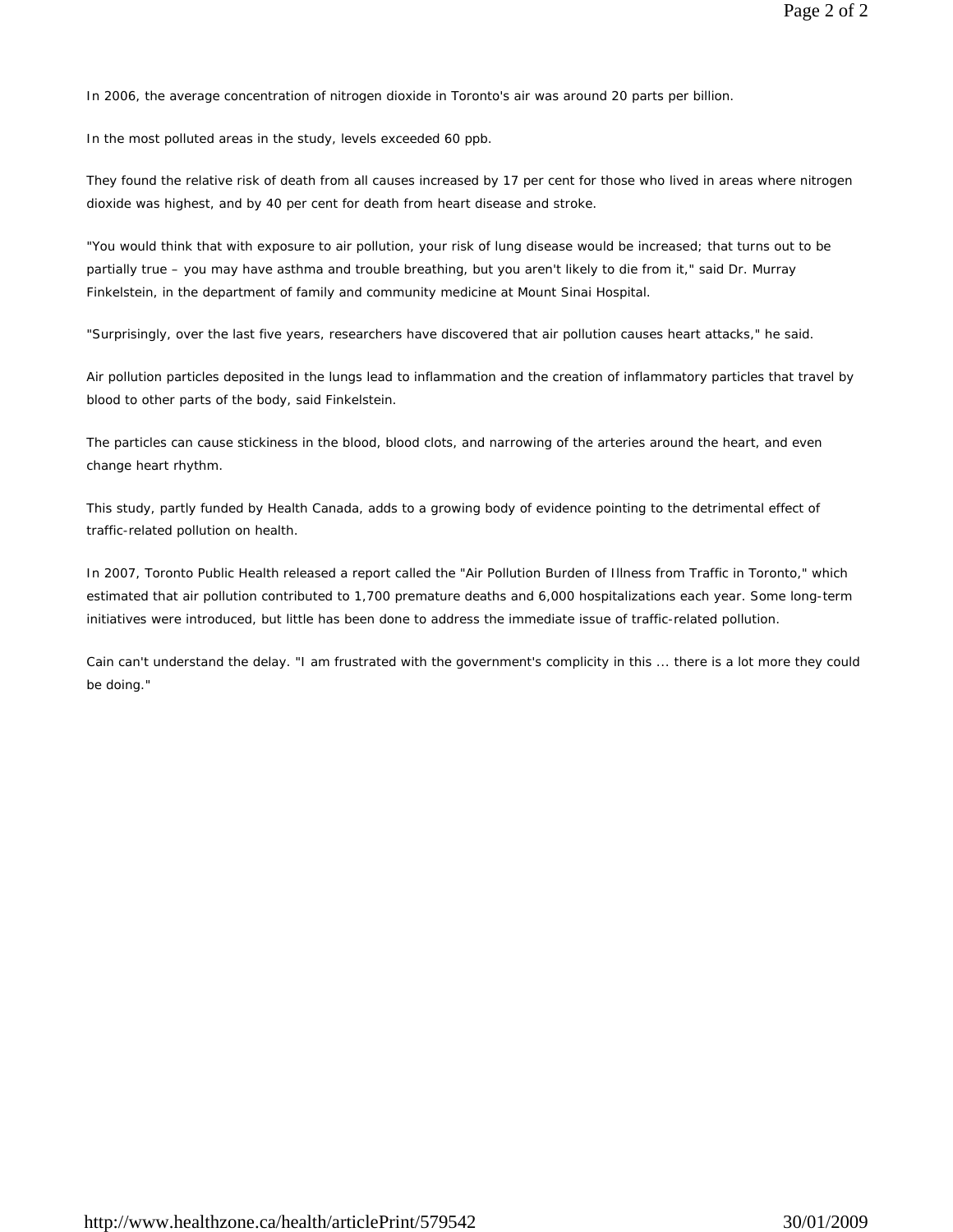In 2006, the average concentration of nitrogen dioxide in Toronto's air was around 20 parts per billion.

In the most polluted areas in the study, levels exceeded 60 ppb.

They found the relative risk of death from all causes increased by 17 per cent for those who lived in areas where nitrogen dioxide was highest, and by 40 per cent for death from heart disease and stroke.

"You would think that with exposure to air pollution, your risk of lung disease would be increased; that turns out to be partially true – you may have asthma and trouble breathing, but you aren't likely to die from it," said Dr. Murray Finkelstein, in the department of family and community medicine at Mount Sinai Hospital.

"Surprisingly, over the last five years, researchers have discovered that air pollution causes heart attacks," he said.

Air pollution particles deposited in the lungs lead to inflammation and the creation of inflammatory particles that travel by blood to other parts of the body, said Finkelstein.

The particles can cause stickiness in the blood, blood clots, and narrowing of the arteries around the heart, and even change heart rhythm.

This study, partly funded by Health Canada, adds to a growing body of evidence pointing to the detrimental effect of traffic-related pollution on health.

In 2007, Toronto Public Health released a report called the "Air Pollution Burden of Illness from Traffic in Toronto," which estimated that air pollution contributed to 1,700 premature deaths and 6,000 hospitalizations each year. Some long-term initiatives were introduced, but little has been done to address the immediate issue of traffic-related pollution.

Cain can't understand the delay. "I am frustrated with the government's complicity in this ... there is a lot more they could be doing."